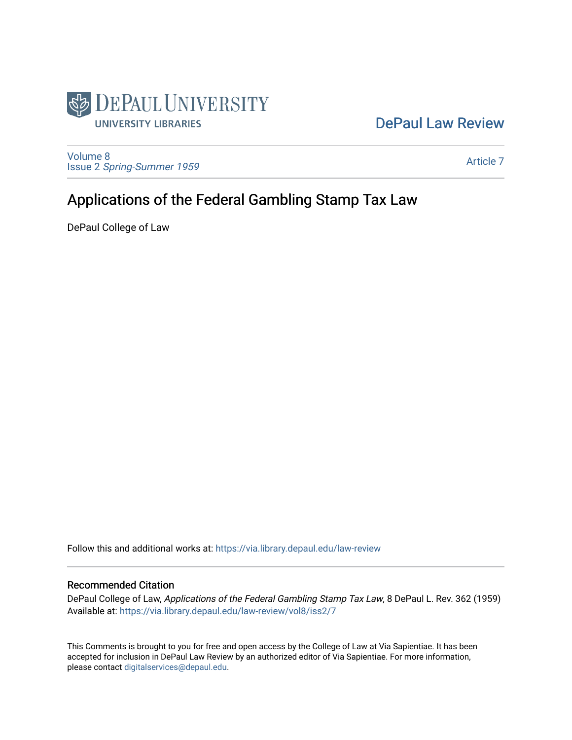DePaul University Libraries

DePaul Law Review

Volume 8
Issue 2 *Spring-Summer 1959*

Article 7

# Applications of the Federal Gambling Stamp Tax Law

DePaul College of Law

Follow this and additional works at: https://via.library.depaul.edu/law-review

## Recommended Citation

DePaul College of Law, *Applications of the Federal Gambling Stamp Tax Law*, 8 DePaul L. Rev. 362 (1959)
Available at: https://via.library.depaul.edu/law-review/vol8/iss2/7

This Comments is brought to you for free and open access by the College of Law at Via Sapientiae. It has been accepted for inclusion in DePaul Law Review by an authorized editor of Via Sapientiae. For more information, please contact digitalservices@depaul.edu.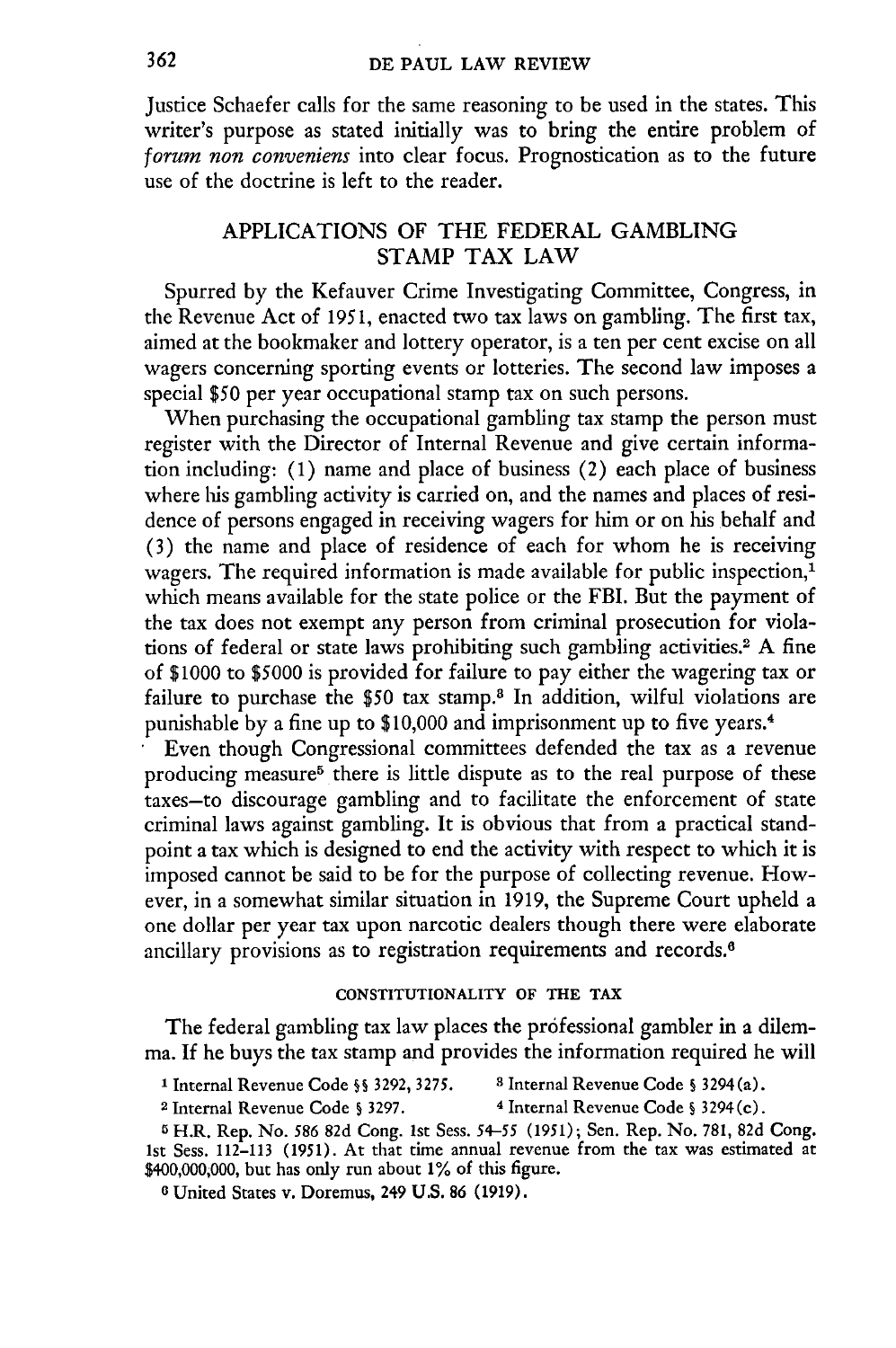Justice Schaefer calls for the same reasoning to be used in the states. This writer's purpose as stated initially was to bring the entire problem of *forum non conveniens* into clear focus. Prognostication as to the future use of the doctrine is left to the reader.

## APPLICATIONS OF THE FEDERAL GAMBLING STAMP TAX LAW

Spurred by the Kefauver Crime Investigating Committee, Congress, in the Revenue Act of 1951, enacted two tax laws on gambling. The first tax, aimed at the bookmaker and lottery operator, is a ten per cent excise on all wagers concerning sporting events or lotteries. The second law imposes a special $50 per year occupational stamp tax on such persons.

When purchasing the occupational gambling tax stamp the person must register with the Director of Internal Revenue and give certain information including: (1) name and place of business (2) each place of business where his gambling activity is carried on, and the names and places of residence of persons engaged in receiving wagers for him or on his behalf and (3) the name and place of residence of each for whom he is receiving wagers. The required information is made available for public inspection,[1] which means available for the state police or the FBI. But the payment of the tax does not exempt any person from criminal prosecution for violations of federal or state laws prohibiting such gambling activities.[2] A fine of $1000 to $5000 is provided for failure to pay either the wagering tax or failure to purchase the $50 tax stamp.[3] In addition, wilful violations are punishable by a fine up to $10,000 and imprisonment up to five years.[4]

Even though Congressional committees defended the tax as a revenue producing measure[5] there is little dispute as to the real purpose of these taxes—to discourage gambling and to facilitate the enforcement of state criminal laws against gambling. It is obvious that from a practical standpoint a tax which is designed to end the activity with respect to which it is imposed cannot be said to be for the purpose of collecting revenue. However, in a somewhat similar situation in 1919, the Supreme Court upheld a one dollar per year tax upon narcotic dealers though there were elaborate ancillary provisions as to registration requirements and records.[6]

### CONSTITUTIONALITY OF THE TAX

The federal gambling tax law places the professional gambler in a dilemma. If he buys the tax stamp and provides the information required he will

[1] Internal Revenue Code §§ 3292, 3275.

[2] Internal Revenue Code § 3297.

[3] Internal Revenue Code § 3294(a).

[4] Internal Revenue Code § 3294(c).

[5] H.R. Rep. No. 586 82d Cong. 1st Sess. 54–55 (1951); Sen. Rep. No. 781, 82d Cong. 1st Sess. 112–113 (1951). At that time annual revenue from the tax was estimated at $400,000,000, but has only run about 1% of this figure.

[6] United States v. Doremus, 249 U.S. 86 (1919).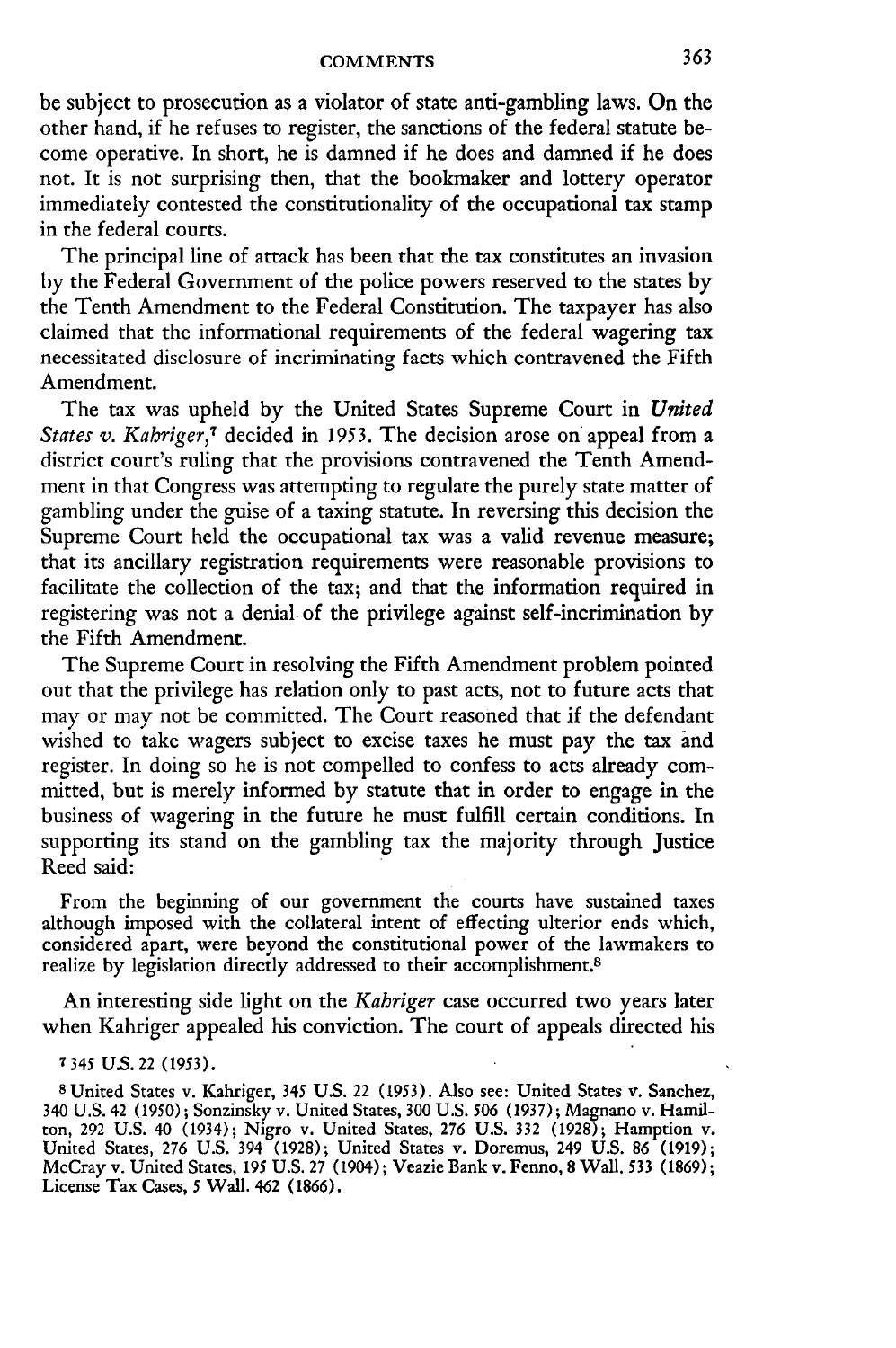be subject to prosecution as a violator of state anti-gambling laws. On the other hand, if he refuses to register, the sanctions of the federal statute become operative. In short, he is damned if he does and damned if he does not. It is not surprising then, that the bookmaker and lottery operator immediately contested the constitutionality of the occupational tax stamp in the federal courts.

The principal line of attack has been that the tax constitutes an invasion by the Federal Government of the police powers reserved to the states by the Tenth Amendment to the Federal Constitution. The taxpayer has also claimed that the informational requirements of the federal wagering tax necessitated disclosure of incriminating facts which contravened the Fifth Amendment.

The tax was upheld by the United States Supreme Court in *United States v. Kahriger*,[7] decided in 1953. The decision arose on appeal from a district court's ruling that the provisions contravened the Tenth Amendment in that Congress was attempting to regulate the purely state matter of gambling under the guise of a taxing statute. In reversing this decision the Supreme Court held the occupational tax was a valid revenue measure; that its ancillary registration requirements were reasonable provisions to facilitate the collection of the tax; and that the information required in registering was not a denial of the privilege against self-incrimination by the Fifth Amendment.

The Supreme Court in resolving the Fifth Amendment problem pointed out that the privilege has relation only to past acts, not to future acts that may or may not be committed. The Court reasoned that if the defendant wished to take wagers subject to excise taxes he must pay the tax and register. In doing so he is not compelled to confess to acts already committed, but is merely informed by statute that in order to engage in the business of wagering in the future he must fulfill certain conditions. In supporting its stand on the gambling tax the majority through Justice Reed said:

> From the beginning of our government the courts have sustained taxes although imposed with the collateral intent of effecting ulterior ends which, considered apart, were beyond the constitutional power of the lawmakers to realize by legislation directly addressed to their accomplishment.[8]

An interesting side light on the *Kahriger* case occurred two years later when Kahriger appealed his conviction. The court of appeals directed his

[7] 345 U.S. 22 (1953).

[8] United States v. Kahriger, 345 U.S. 22 (1953). Also see: United States v. Sanchez, 340 U.S. 42 (1950); Sonzinsky v. United States, 300 U.S. 506 (1937); Magnano v. Hamilton, 292 U.S. 40 (1934); Nigro v. United States, 276 U.S. 332 (1928); Hamption v. United States, 276 U.S. 394 (1928); United States v. Doremus, 249 U.S. 86 (1919); McCray v. United States, 195 U.S. 27 (1904); Veazie Bank v. Fenno, 8 Wall. 533 (1869); License Tax Cases, 5 Wall. 462 (1866).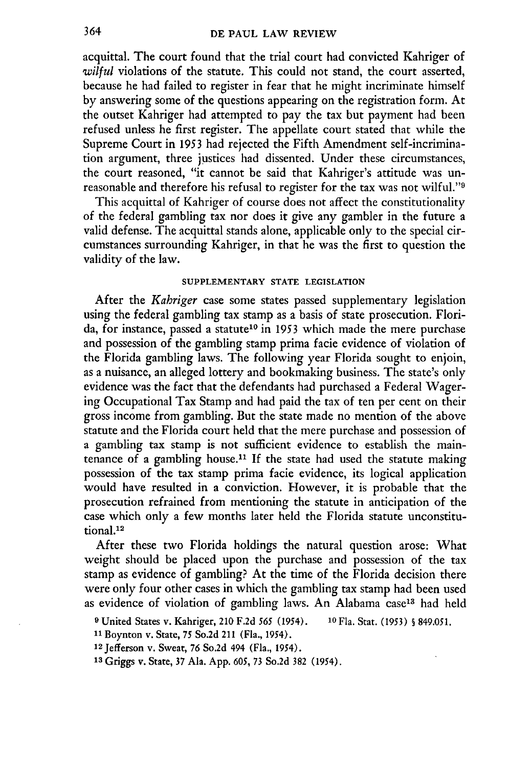acquittal. The court found that the trial court had convicted Kahriger of *wilful* violations of the statute. This could not stand, the court asserted, because he had failed to register in fear that he might incriminate himself by answering some of the questions appearing on the registration form. At the outset Kahriger had attempted to pay the tax but payment had been refused unless he first register. The appellate court stated that while the Supreme Court in 1953 had rejected the Fifth Amendment self-incrimination argument, three justices had dissented. Under these circumstances, the court reasoned, "it cannot be said that Kahriger's attitude was unreasonable and therefore his refusal to register for the tax was not wilful."[9]

This acquittal of Kahriger of course does not affect the constitutionality of the federal gambling tax nor does it give any gambler in the future a valid defense. The acquittal stands alone, applicable only to the special circumstances surrounding Kahriger, in that he was the first to question the validity of the law.

### SUPPLEMENTARY STATE LEGISLATION

After the *Kahriger* case some states passed supplementary legislation using the federal gambling tax stamp as a basis of state prosecution. Florida, for instance, passed a statute[10] in 1953 which made the mere purchase and possession of the gambling stamp prima facie evidence of violation of the Florida gambling laws. The following year Florida sought to enjoin, as a nuisance, an alleged lottery and bookmaking business. The state's only evidence was the fact that the defendants had purchased a Federal Wagering Occupational Tax Stamp and had paid the tax of ten per cent on their gross income from gambling. But the state made no mention of the above statute and the Florida court held that the mere purchase and possession of a gambling tax stamp is not sufficient evidence to establish the maintenance of a gambling house.[11] If the state had used the statute making possession of the tax stamp prima facie evidence, its logical application would have resulted in a conviction. However, it is probable that the prosecution refrained from mentioning the statute in anticipation of the case which only a few months later held the Florida statute unconstitutional.[12]

After these two Florida holdings the natural question arose: What weight should be placed upon the purchase and possession of the tax stamp as evidence of gambling? At the time of the Florida decision there were only four other cases in which the gambling tax stamp had been used as evidence of violation of gambling laws. An Alabama case[13] had held

---

[9] United States v. Kahriger, 210 F.2d 565 (1954).

[10] Fla. Stat. (1953) § 849.051.

[11] Boynton v. State, 75 So.2d 211 (Fla., 1954).

[12] Jefferson v. Sweat, 76 So.2d 494 (Fla., 1954).

[13] Griggs v. State, 37 Ala. App. 605, 73 So.2d 382 (1954).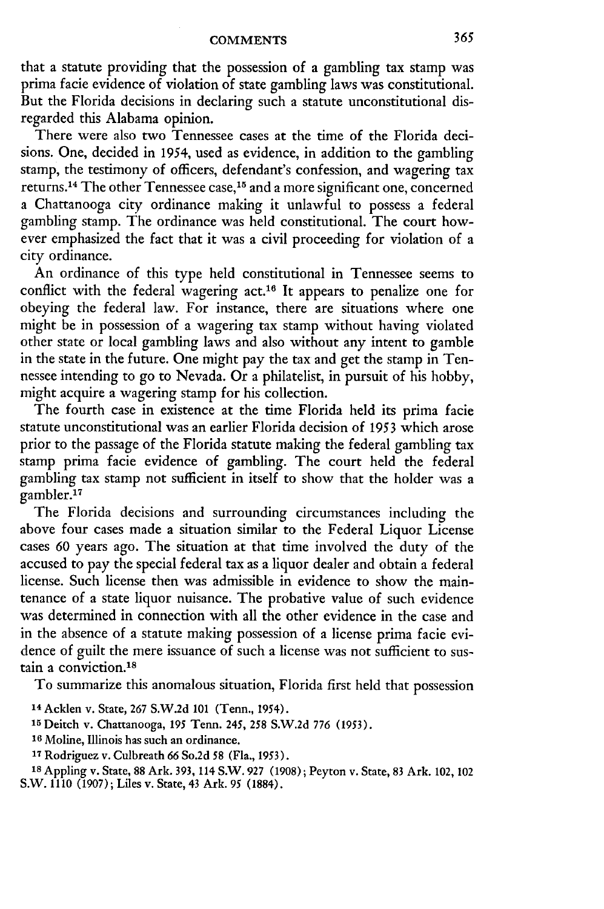that a statute providing that the possession of a gambling tax stamp was prima facie evidence of violation of state gambling laws was constitutional. But the Florida decisions in declaring such a statute unconstitutional disregarded this Alabama opinion.

There were also two Tennessee cases at the time of the Florida decisions. One, decided in 1954, used as evidence, in addition to the gambling stamp, the testimony of officers, defendant's confession, and wagering tax returns.[14] The other Tennessee case,[15] and a more significant one, concerned a Chattanooga city ordinance making it unlawful to possess a federal gambling stamp. The ordinance was held constitutional. The court however emphasized the fact that it was a civil proceeding for violation of a city ordinance.

An ordinance of this type held constitutional in Tennessee seems to conflict with the federal wagering act.[16] It appears to penalize one for obeying the federal law. For instance, there are situations where one might be in possession of a wagering tax stamp without having violated other state or local gambling laws and also without any intent to gamble in the state in the future. One might pay the tax and get the stamp in Tennessee intending to go to Nevada. Or a philatelist, in pursuit of his hobby, might acquire a wagering stamp for his collection.

The fourth case in existence at the time Florida held its prima facie statute unconstitutional was an earlier Florida decision of 1953 which arose prior to the passage of the Florida statute making the federal gambling tax stamp prima facie evidence of gambling. The court held the federal gambling tax stamp not sufficient in itself to show that the holder was a gambler.[17]

The Florida decisions and surrounding circumstances including the above four cases made a situation similar to the Federal Liquor License cases 60 years ago. The situation at that time involved the duty of the accused to pay the special federal tax as a liquor dealer and obtain a federal license. Such license then was admissible in evidence to show the maintenance of a state liquor nuisance. The probative value of such evidence was determined in connection with all the other evidence in the case and in the absence of a statute making possession of a license prima facie evidence of guilt the mere issuance of such a license was not sufficient to sustain a conviction.[18]

To summarize this anomalous situation, Florida first held that possession

---

[14] Acklen v. State, 267 S.W.2d 101 (Tenn., 1954).

[15] Deitch v. Chattanooga, 195 Tenn. 245, 258 S.W.2d 776 (1953).

[16] Moline, Illinois has such an ordinance.

[17] Rodriguez v. Culbreath 66 So.2d 58 (Fla., 1953).

[18] Appling v. State, 88 Ark. 393, 114 S.W. 927 (1908); Peyton v. State, 83 Ark. 102, 102 S.W. 1110 (1907); Liles v. State, 43 Ark. 95 (1884).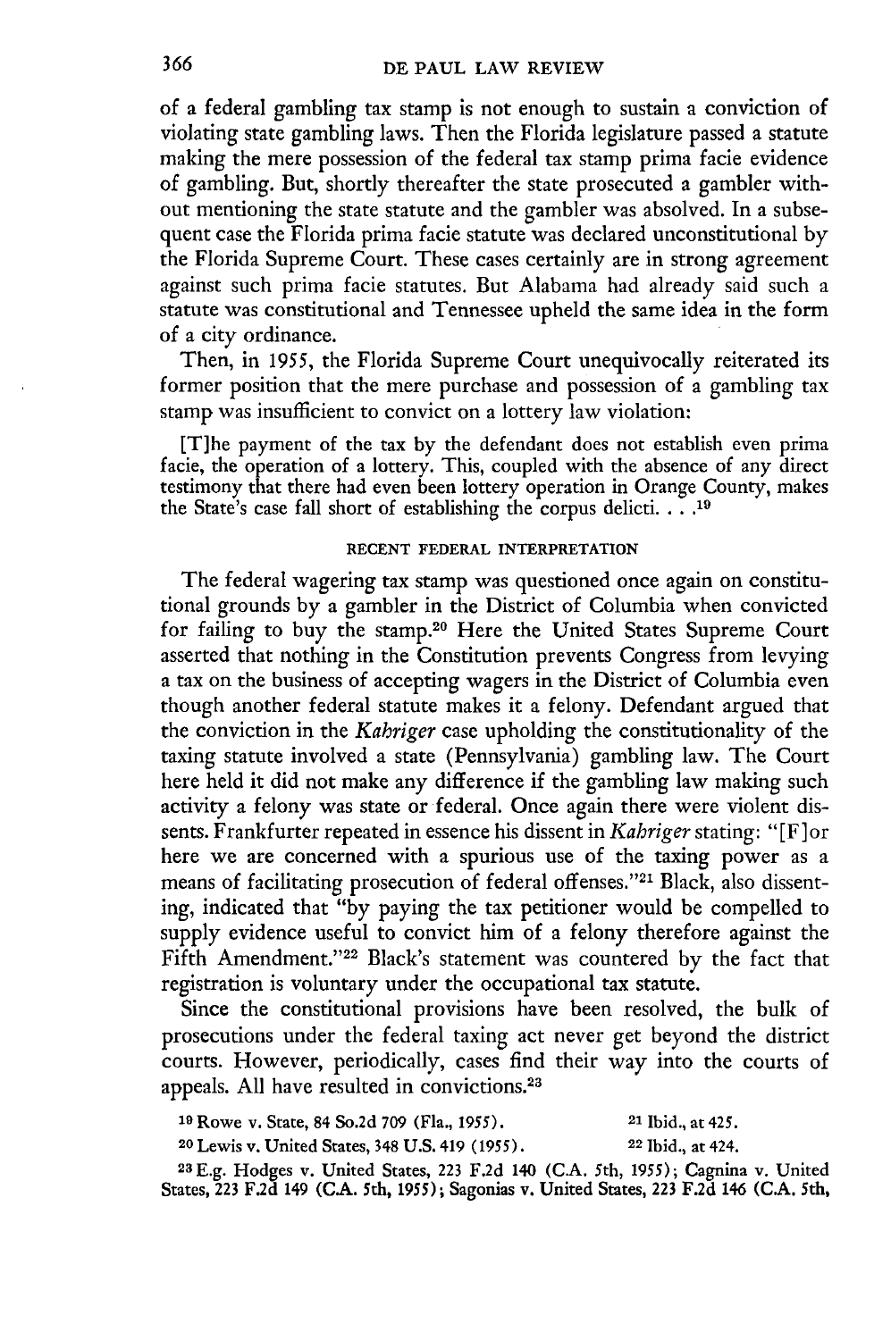of a federal gambling tax stamp is not enough to sustain a conviction of violating state gambling laws. Then the Florida legislature passed a statute making the mere possession of the federal tax stamp prima facie evidence of gambling. But, shortly thereafter the state prosecuted a gambler without mentioning the state statute and the gambler was absolved. In a subsequent case the Florida prima facie statute was declared unconstitutional by the Florida Supreme Court. These cases certainly are in strong agreement against such prima facie statutes. But Alabama had already said such a statute was constitutional and Tennessee upheld the same idea in the form of a city ordinance.

Then, in 1955, the Florida Supreme Court unequivocally reiterated its former position that the mere purchase and possession of a gambling tax stamp was insufficient to convict on a lottery law violation:

> [T]he payment of the tax by the defendant does not establish even prima facie, the operation of a lottery. This, coupled with the absence of any direct testimony that there had even been lottery operation in Orange County, makes the State's case fall short of establishing the corpus delicti. . . .[19]

## RECENT FEDERAL INTERPRETATION

The federal wagering tax stamp was questioned once again on constitutional grounds by a gambler in the District of Columbia when convicted for failing to buy the stamp.[20] Here the United States Supreme Court asserted that nothing in the Constitution prevents Congress from levying a tax on the business of accepting wagers in the District of Columbia even though another federal statute makes it a felony. Defendant argued that the conviction in the *Kahriger* case upholding the constitutionality of the taxing statute involved a state (Pennsylvania) gambling law. The Court here held it did not make any difference if the gambling law making such activity a felony was state or federal. Once again there were violent dissents. Frankfurter repeated in essence his dissent in *Kahriger* stating: "[F]or here we are concerned with a spurious use of the taxing power as a means of facilitating prosecution of federal offenses."[21] Black, also dissenting, indicated that "by paying the tax petitioner would be compelled to supply evidence useful to convict him of a felony therefore against the Fifth Amendment."[22] Black's statement was countered by the fact that registration is voluntary under the occupational tax statute.

Since the constitutional provisions have been resolved, the bulk of prosecutions under the federal taxing act never get beyond the district courts. However, periodically, cases find their way into the courts of appeals. All have resulted in convictions.[23]

---

[19] Rowe v. State, 84 So.2d 709 (Fla., 1955).

[20] Lewis v. United States, 348 U.S. 419 (1955).

[21] Ibid., at 425.

[22] Ibid., at 424.

[23] E.g. Hodges v. United States, 223 F.2d 140 (C.A. 5th, 1955); Cagnina v. United States, 223 F.2d 149 (C.A. 5th, 1955); Sagonias v. United States, 223 F.2d 146 (C.A. 5th,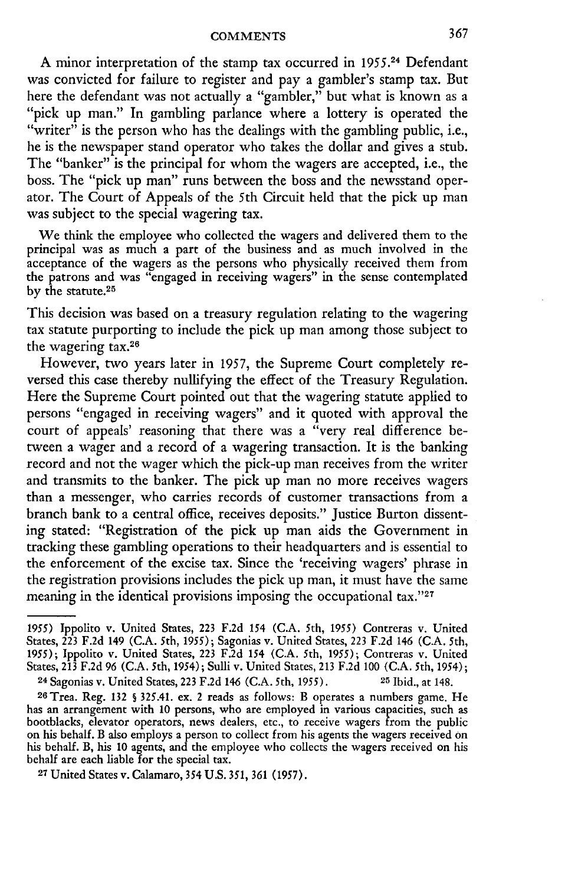A minor interpretation of the stamp tax occurred in 1955.[24] Defendant was convicted for failure to register and pay a gambler's stamp tax. But here the defendant was not actually a "gambler," but what is known as a "pick up man." In gambling parlance where a lottery is operated the "writer" is the person who has the dealings with the gambling public, i.e., he is the newspaper stand operator who takes the dollar and gives a stub. The "banker" is the principal for whom the wagers are accepted, i.e., the boss. The "pick up man" runs between the boss and the newsstand operator. The Court of Appeals of the 5th Circuit held that the pick up man was subject to the special wagering tax.

> We think the employee who collected the wagers and delivered them to the principal was as much a part of the business and as much involved in the acceptance of the wagers as the persons who physically received them from the patrons and was "engaged in receiving wagers" in the sense contemplated by the statute.[25]

This decision was based on a treasury regulation relating to the wagering tax statute purporting to include the pick up man among those subject to the wagering tax.[26]

However, two years later in 1957, the Supreme Court completely reversed this case thereby nullifying the effect of the Treasury Regulation. Here the Supreme Court pointed out that the wagering statute applied to persons "engaged in receiving wagers" and it quoted with approval the court of appeals' reasoning that there was a "very real difference between a wager and a record of a wagering transaction. It is the banking record and not the wager which the pick-up man receives from the writer and transmits to the banker. The pick up man no more receives wagers than a messenger, who carries records of customer transactions from a branch bank to a central office, receives deposits." Justice Burton dissenting stated: "Registration of the pick up man aids the Government in tracking these gambling operations to their headquarters and is essential to the enforcement of the excise tax. Since the 'receiving wagers' phrase in the registration provisions includes the pick up man, it must have the same meaning in the identical provisions imposing the occupational tax."[27]

---

1955) Ippolito v. United States, 223 F.2d 154 (C.A. 5th, 1955) Contreras v. United States, 223 F.2d 149 (C.A. 5th, 1955); Sagonias v. United States, 223 F.2d 146 (C.A. 5th, 1955); Ippolito v. United States, 223 F.2d 154 (C.A. 5th, 1955); Contreras v. United States, 213 F.2d 96 (C.A. 5th, 1954); Sulli v. United States, 213 F.2d 100 (C.A. 5th, 1954);

[24] Sagonias v. United States, 223 F.2d 146 (C.A. 5th, 1955).

[25] Ibid., at 148.

[26] Trea. Reg. 132 § 325.41. ex. 2 reads as follows: B operates a numbers game. He has an arrangement with 10 persons, who are employed in various capacities, such as bootblacks, elevator operators, news dealers, etc., to receive wagers from the public on his behalf. B also employs a person to collect from his agents the wagers received on his behalf. B, his 10 agents, and the employee who collects the wagers received on his behalf are each liable for the special tax.

[27] United States v. Calamaro, 354 U.S. 351, 361 (1957).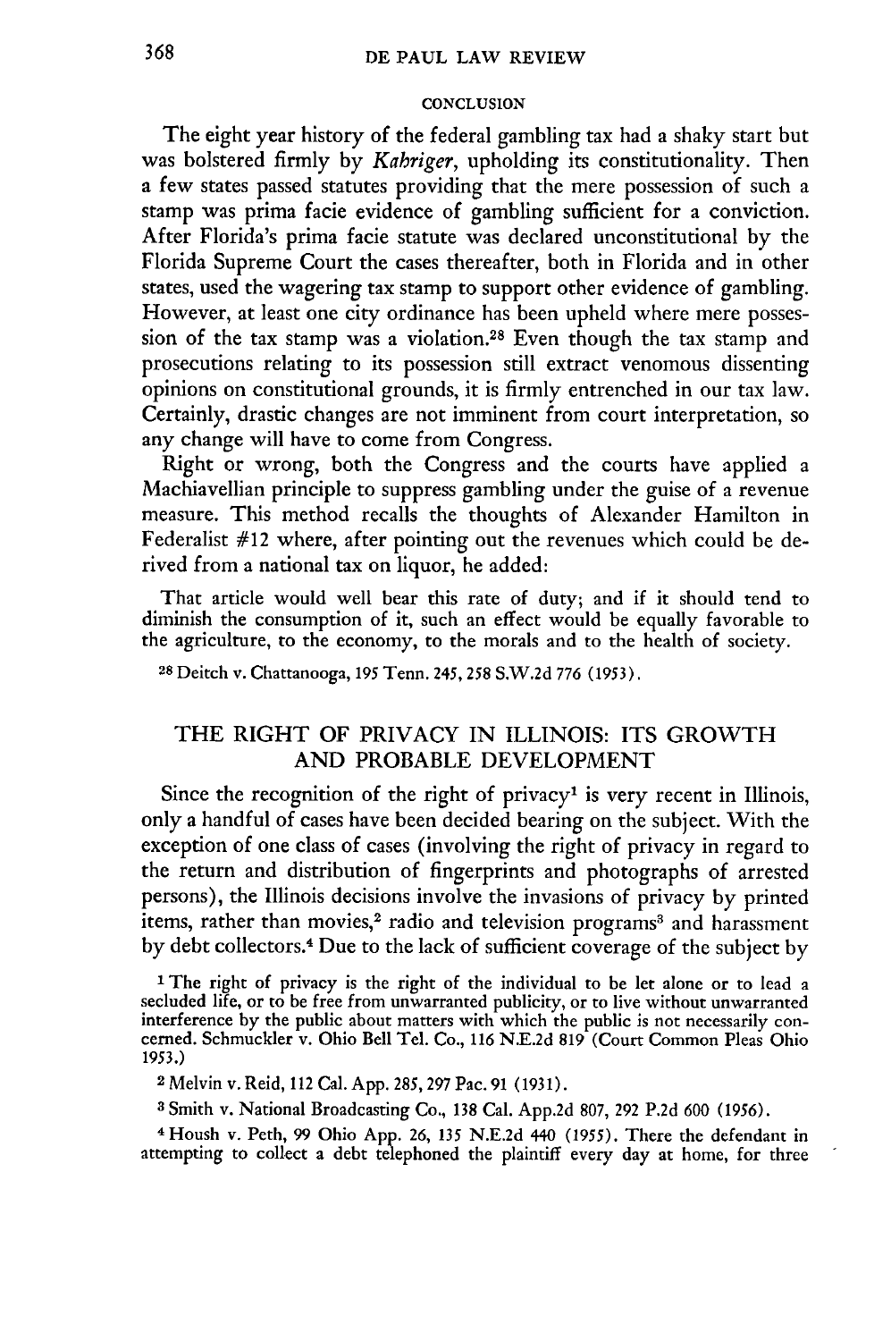## CONCLUSION

The eight year history of the federal gambling tax had a shaky start but was bolstered firmly by *Kahriger*, upholding its constitutionality. Then a few states passed statutes providing that the mere possession of such a stamp was prima facie evidence of gambling sufficient for a conviction. After Florida's prima facie statute was declared unconstitutional by the Florida Supreme Court the cases thereafter, both in Florida and in other states, used the wagering tax stamp to support other evidence of gambling. However, at least one city ordinance has been upheld where mere possession of the tax stamp was a violation.[28] Even though the tax stamp and prosecutions relating to its possession still extract venomous dissenting opinions on constitutional grounds, it is firmly entrenched in our tax law. Certainly, drastic changes are not imminent from court interpretation, so any change will have to come from Congress.

Right or wrong, both the Congress and the courts have applied a Machiavellian principle to suppress gambling under the guise of a revenue measure. This method recalls the thoughts of Alexander Hamilton in Federalist #12 where, after pointing out the revenues which could be derived from a national tax on liquor, he added:

> That article would well bear this rate of duty; and if it should tend to diminish the consumption of it, such an effect would be equally favorable to the agriculture, to the economy, to the morals and to the health of society.

[28] Deitch v. Chattanooga, 195 Tenn. 245, 258 S.W.2d 776 (1953).

# THE RIGHT OF PRIVACY IN ILLINOIS: ITS GROWTH AND PROBABLE DEVELOPMENT

Since the recognition of the right of privacy[1] is very recent in Illinois, only a handful of cases have been decided bearing on the subject. With the exception of one class of cases (involving the right of privacy in regard to the return and distribution of fingerprints and photographs of arrested persons), the Illinois decisions involve the invasions of privacy by printed items, rather than movies,[2] radio and television programs[3] and harassment by debt collectors.[4] Due to the lack of sufficient coverage of the subject by

[1] The right of privacy is the right of the individual to be let alone or to lead a secluded life, or to be free from unwarranted publicity, or to live without unwarranted interference by the public about matters with which the public is not necessarily concerned. Schmuckler v. Ohio Bell Tel. Co., 116 N.E.2d 819 (Court Common Pleas Ohio 1953.)

[2] Melvin v. Reid, 112 Cal. App. 285, 297 Pac. 91 (1931).

[3] Smith v. National Broadcasting Co., 138 Cal. App.2d 807, 292 P.2d 600 (1956).

[4] Housh v. Peth, 99 Ohio App. 26, 135 N.E.2d 440 (1955). There the defendant in attempting to collect a debt telephoned the plaintiff every day at home, for three